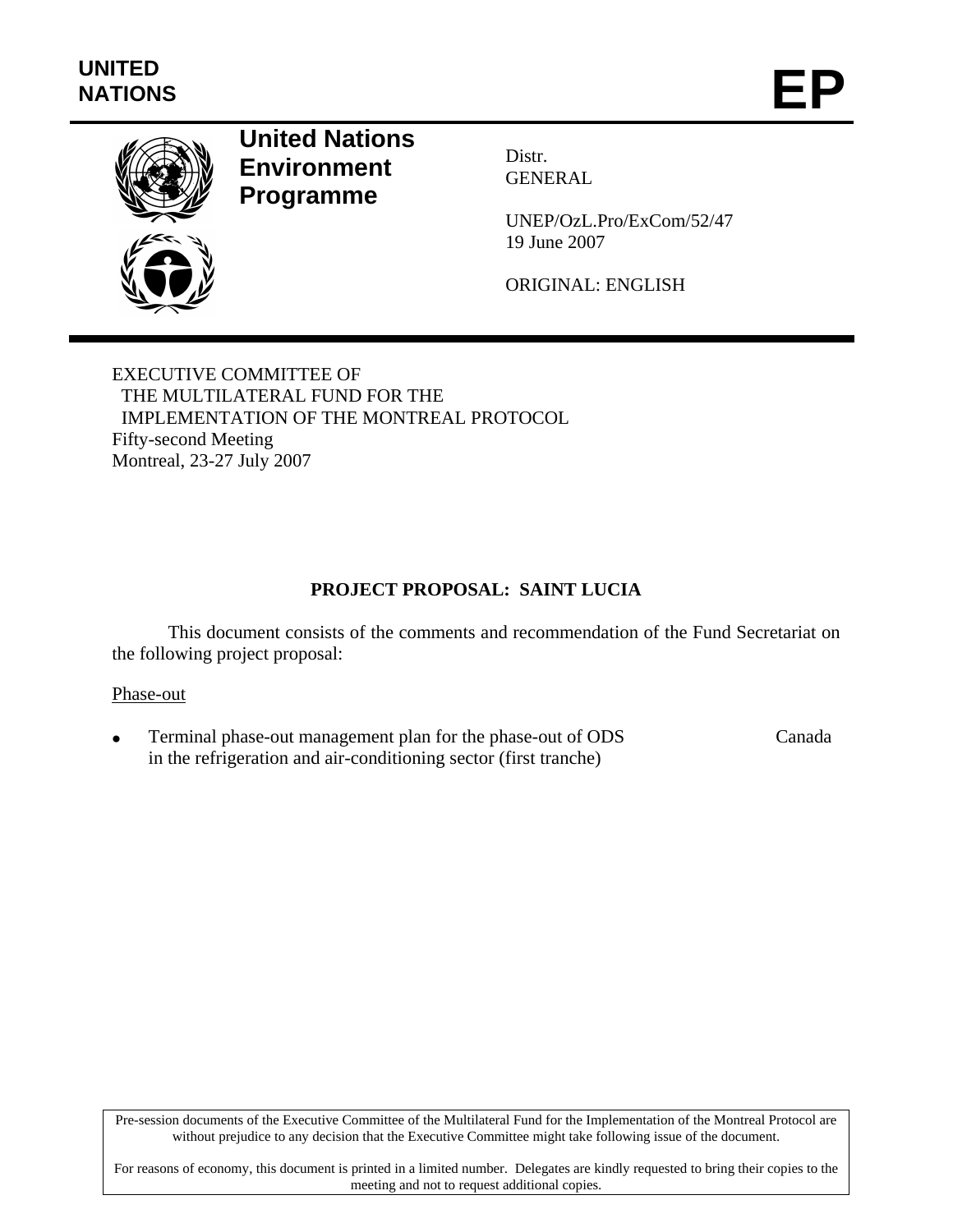UNITED NATIONS

# EP

**United Nations Environment Programme**

Distr.
GENERAL

UNEP/OzL.Pro/ExCom/52/47
19 June 2007

ORIGINAL: ENGLISH

EXECUTIVE COMMITTEE OF
THE MULTILATERAL FUND FOR THE
IMPLEMENTATION OF THE MONTREAL PROTOCOL
Fifty-second Meeting
Montreal, 23-27 July 2007

## PROJECT PROPOSAL: SAINT LUCIA

This document consists of the comments and recommendation of the Fund Secretariat on the following project proposal:

Phase-out

- Terminal phase-out management plan for the phase-out of ODS in the refrigeration and air-conditioning sector (first tranche) — Canada

Pre-session documents of the Executive Committee of the Multilateral Fund for the Implementation of the Montreal Protocol are without prejudice to any decision that the Executive Committee might take following issue of the document.

For reasons of economy, this document is printed in a limited number. Delegates are kindly requested to bring their copies to the meeting and not to request additional copies.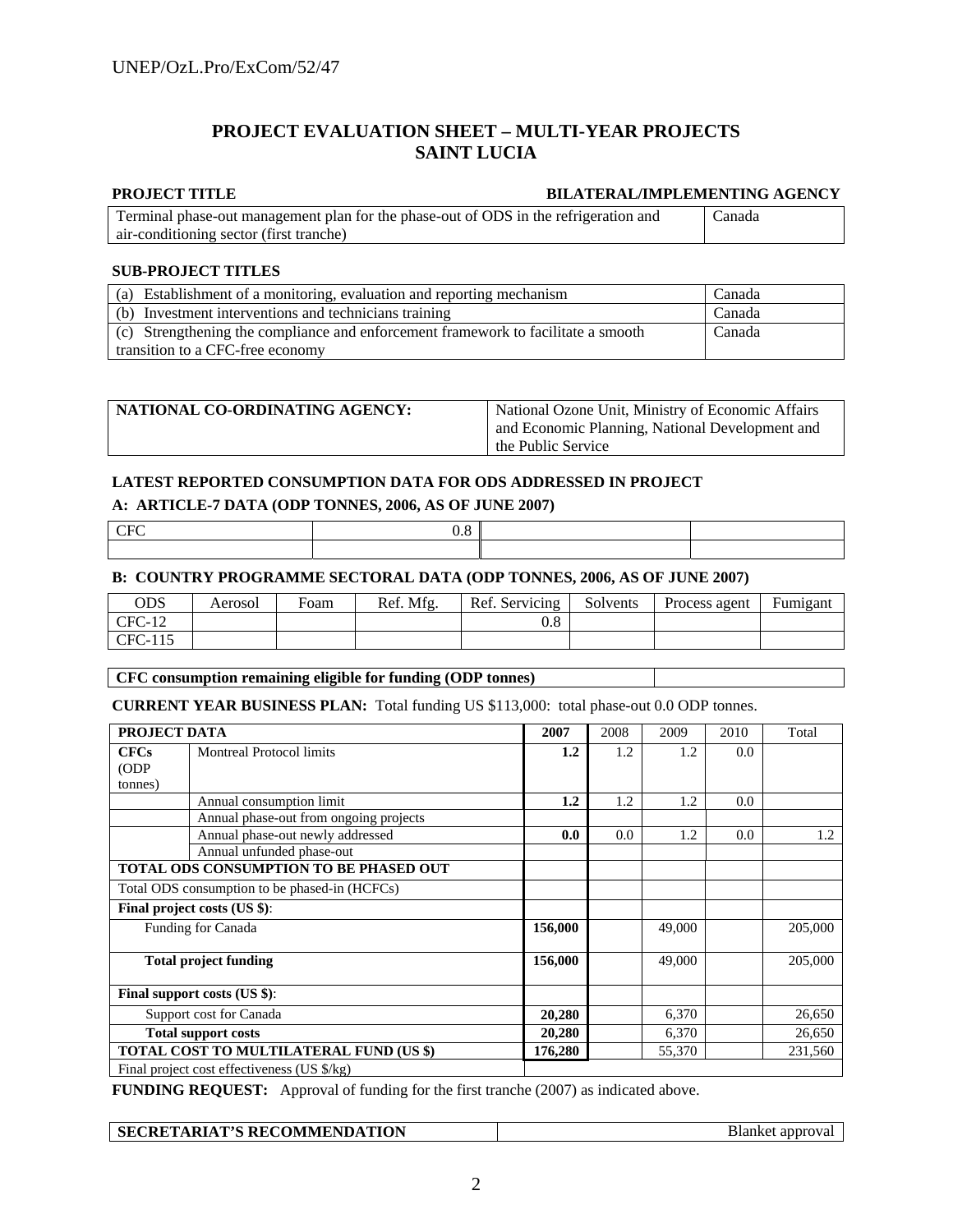# PROJECT EVALUATION SHEET – MULTI-YEAR PROJECTS
# SAINT LUCIA

| PROJECT TITLE | BILATERAL/IMPLEMENTING AGENCY |
|---|---|
| Terminal phase-out management plan for the phase-out of ODS in the refrigeration and air-conditioning sector (first tranche) | Canada |

**SUB-PROJECT TITLES**

| | |
|---|---|
| (a) Establishment of a monitoring, evaluation and reporting mechanism | Canada |
| (b) Investment interventions and technicians training | Canada |
| (c) Strengthening the compliance and enforcement framework to facilitate a smooth transition to a CFC-free economy | Canada |

| | |
|---|---|
| **NATIONAL CO-ORDINATING AGENCY:** | National Ozone Unit, Ministry of Economic Affairs and Economic Planning, National Development and the Public Service |

**LATEST REPORTED CONSUMPTION DATA FOR ODS ADDRESSED IN PROJECT**

**A: ARTICLE-7 DATA (ODP TONNES, 2006, AS OF JUNE 2007)**

| | | | |
|---|---|---|---|
| CFC | 0.8 | | |
| | | | |

**B: COUNTRY PROGRAMME SECTORAL DATA (ODP TONNES, 2006, AS OF JUNE 2007)**

| ODS | Aerosol | Foam | Ref. Mfg. | Ref. Servicing | Solvents | Process agent | Fumigant |
|---|---|---|---|---|---|---|---|
| CFC-12 | | | | 0.8 | | | |
| CFC-115 | | | | | | | |

| | |
|---|---|
| **CFC consumption remaining eligible for funding (ODP tonnes)** | |

**CURRENT YEAR BUSINESS PLAN:** Total funding US $113,000: total phase-out 0.0 ODP tonnes.

| **PROJECT DATA** | | **2007** | 2008 | 2009 | 2010 | Total |
|---|---|---|---|---|---|---|
| **CFCs** (ODP tonnes) | Montreal Protocol limits | **1.2** | 1.2 | 1.2 | 0.0 | |
| | Annual consumption limit | **1.2** | 1.2 | 1.2 | 0.0 | |
| | Annual phase-out from ongoing projects | | | | | |
| | Annual phase-out newly addressed | **0.0** | 0.0 | 1.2 | 0.0 | 1.2 |
| | Annual unfunded phase-out | | | | | |
| **TOTAL ODS CONSUMPTION TO BE PHASED OUT** | | | | | | |
| Total ODS consumption to be phased-in (HCFCs) | | | | | | |
| **Final project costs (US $)**: | | | | | | |
| Funding for Canada | | **156,000** | | 49,000 | | 205,000 |
| **Total project funding** | | **156,000** | | 49,000 | | 205,000 |
| **Final support costs (US $)**: | | | | | | |
| Support cost for Canada | | **20,280** | | 6,370 | | 26,650 |
| **Total support costs** | | **20,280** | | 6,370 | | 26,650 |
| **TOTAL COST TO MULTILATERAL FUND (US $)** | | **176,280** | | 55,370 | | 231,560 |
| Final project cost effectiveness (US $/kg) | | | | | | |

**FUNDING REQUEST:** Approval of funding for the first tranche (2007) as indicated above.

| | |
|---|---|
| **SECRETARIAT'S RECOMMENDATION** | Blanket approval |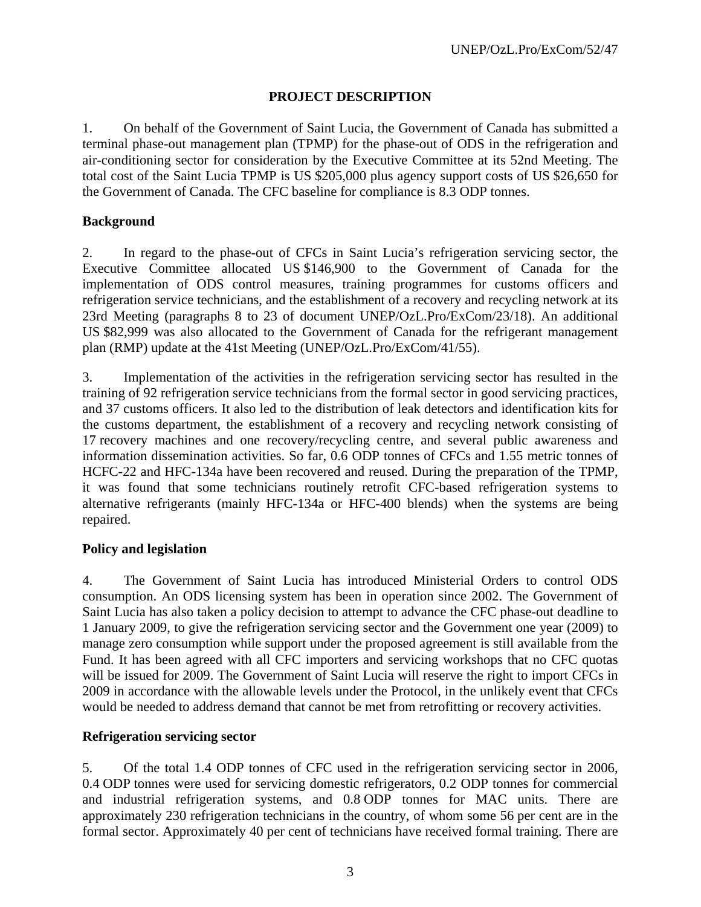## PROJECT DESCRIPTION

1. On behalf of the Government of Saint Lucia, the Government of Canada has submitted a terminal phase-out management plan (TPMP) for the phase-out of ODS in the refrigeration and air-conditioning sector for consideration by the Executive Committee at its 52nd Meeting. The total cost of the Saint Lucia TPMP is US $205,000 plus agency support costs of US $26,650 for the Government of Canada. The CFC baseline for compliance is 8.3 ODP tonnes.

### Background

2. In regard to the phase-out of CFCs in Saint Lucia's refrigeration servicing sector, the Executive Committee allocated US $146,900 to the Government of Canada for the implementation of ODS control measures, training programmes for customs officers and refrigeration service technicians, and the establishment of a recovery and recycling network at its 23rd Meeting (paragraphs 8 to 23 of document UNEP/OzL.Pro/ExCom/23/18). An additional US $82,999 was also allocated to the Government of Canada for the refrigerant management plan (RMP) update at the 41st Meeting (UNEP/OzL.Pro/ExCom/41/55).

3. Implementation of the activities in the refrigeration servicing sector has resulted in the training of 92 refrigeration service technicians from the formal sector in good servicing practices, and 37 customs officers. It also led to the distribution of leak detectors and identification kits for the customs department, the establishment of a recovery and recycling network consisting of 17 recovery machines and one recovery/recycling centre, and several public awareness and information dissemination activities. So far, 0.6 ODP tonnes of CFCs and 1.55 metric tonnes of HCFC-22 and HFC-134a have been recovered and reused. During the preparation of the TPMP, it was found that some technicians routinely retrofit CFC-based refrigeration systems to alternative refrigerants (mainly HFC-134a or HFC-400 blends) when the systems are being repaired.

### Policy and legislation

4. The Government of Saint Lucia has introduced Ministerial Orders to control ODS consumption. An ODS licensing system has been in operation since 2002. The Government of Saint Lucia has also taken a policy decision to attempt to advance the CFC phase-out deadline to 1 January 2009, to give the refrigeration servicing sector and the Government one year (2009) to manage zero consumption while support under the proposed agreement is still available from the Fund. It has been agreed with all CFC importers and servicing workshops that no CFC quotas will be issued for 2009. The Government of Saint Lucia will reserve the right to import CFCs in 2009 in accordance with the allowable levels under the Protocol, in the unlikely event that CFCs would be needed to address demand that cannot be met from retrofitting or recovery activities.

### Refrigeration servicing sector

5. Of the total 1.4 ODP tonnes of CFC used in the refrigeration servicing sector in 2006, 0.4 ODP tonnes were used for servicing domestic refrigerators, 0.2 ODP tonnes for commercial and industrial refrigeration systems, and 0.8 ODP tonnes for MAC units. There are approximately 230 refrigeration technicians in the country, of whom some 56 per cent are in the formal sector. Approximately 40 per cent of technicians have received formal training. There are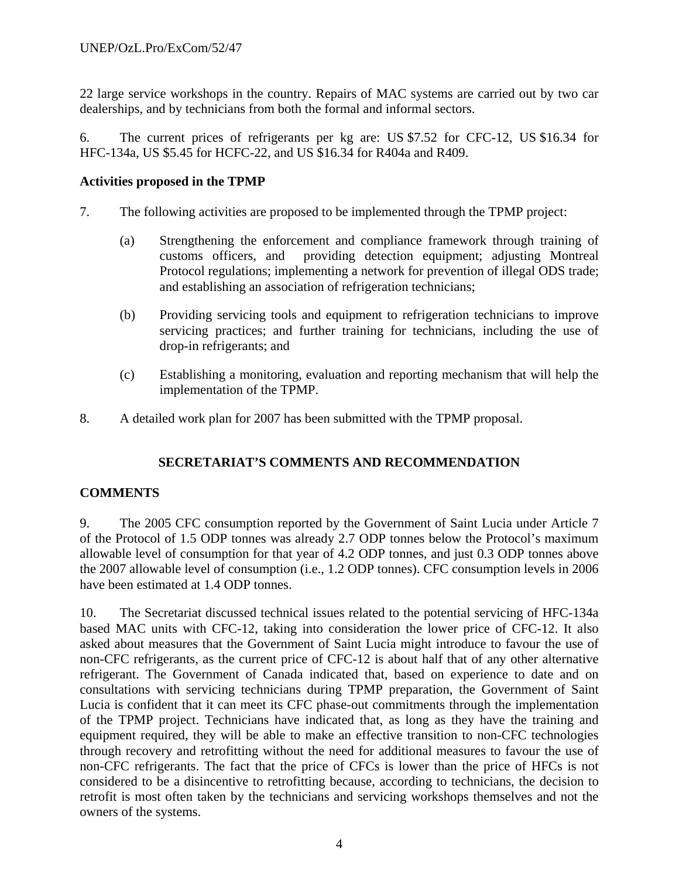22 large service workshops in the country. Repairs of MAC systems are carried out by two car dealerships, and by technicians from both the formal and informal sectors.

6. The current prices of refrigerants per kg are: US $7.52 for CFC-12, US $16.34 for HFC-134a, US $5.45 for HCFC-22, and US $16.34 for R404a and R409.

**Activities proposed in the TPMP**

7. The following activities are proposed to be implemented through the TPMP project:

   (a) Strengthening the enforcement and compliance framework through training of customs officers, and providing detection equipment; adjusting Montreal Protocol regulations; implementing a network for prevention of illegal ODS trade; and establishing an association of refrigeration technicians;

   (b) Providing servicing tools and equipment to refrigeration technicians to improve servicing practices; and further training for technicians, including the use of drop-in refrigerants; and

   (c) Establishing a monitoring, evaluation and reporting mechanism that will help the implementation of the TPMP.

8. A detailed work plan for 2007 has been submitted with the TPMP proposal.

## SECRETARIAT'S COMMENTS AND RECOMMENDATION

### COMMENTS

9. The 2005 CFC consumption reported by the Government of Saint Lucia under Article 7 of the Protocol of 1.5 ODP tonnes was already 2.7 ODP tonnes below the Protocol's maximum allowable level of consumption for that year of 4.2 ODP tonnes, and just 0.3 ODP tonnes above the 2007 allowable level of consumption (i.e., 1.2 ODP tonnes). CFC consumption levels in 2006 have been estimated at 1.4 ODP tonnes.

10. The Secretariat discussed technical issues related to the potential servicing of HFC-134a based MAC units with CFC-12, taking into consideration the lower price of CFC-12. It also asked about measures that the Government of Saint Lucia might introduce to favour the use of non-CFC refrigerants, as the current price of CFC-12 is about half that of any other alternative refrigerant. The Government of Canada indicated that, based on experience to date and on consultations with servicing technicians during TPMP preparation, the Government of Saint Lucia is confident that it can meet its CFC phase-out commitments through the implementation of the TPMP project. Technicians have indicated that, as long as they have the training and equipment required, they will be able to make an effective transition to non-CFC technologies through recovery and retrofitting without the need for additional measures to favour the use of non-CFC refrigerants. The fact that the price of CFCs is lower than the price of HFCs is not considered to be a disincentive to retrofitting because, according to technicians, the decision to retrofit is most often taken by the technicians and servicing workshops themselves and not the owners of the systems.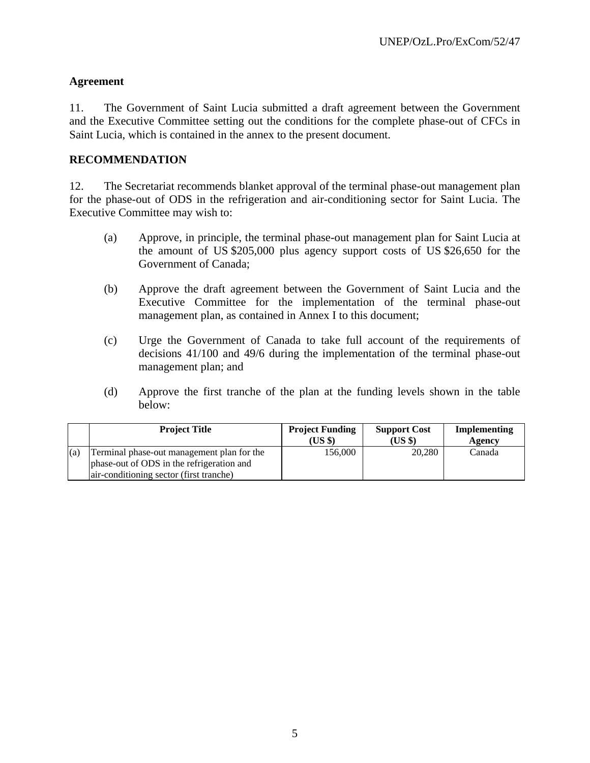## Agreement

11. The Government of Saint Lucia submitted a draft agreement between the Government and the Executive Committee setting out the conditions for the complete phase-out of CFCs in Saint Lucia, which is contained in the annex to the present document.

## RECOMMENDATION

12. The Secretariat recommends blanket approval of the terminal phase-out management plan for the phase-out of ODS in the refrigeration and air-conditioning sector for Saint Lucia. The Executive Committee may wish to:

(a) Approve, in principle, the terminal phase-out management plan for Saint Lucia at the amount of US $205,000 plus agency support costs of US $26,650 for the Government of Canada;

(b) Approve the draft agreement between the Government of Saint Lucia and the Executive Committee for the implementation of the terminal phase-out management plan, as contained in Annex I to this document;

(c) Urge the Government of Canada to take full account of the requirements of decisions 41/100 and 49/6 during the implementation of the terminal phase-out management plan; and

(d) Approve the first tranche of the plan at the funding levels shown in the table below:

| | Project Title | Project Funding (US $) | Support Cost (US $) | Implementing Agency |
|---|---|---|---|---|
| (a) | Terminal phase-out management plan for the phase-out of ODS in the refrigeration and air-conditioning sector (first tranche) | 156,000 | 20,280 | Canada |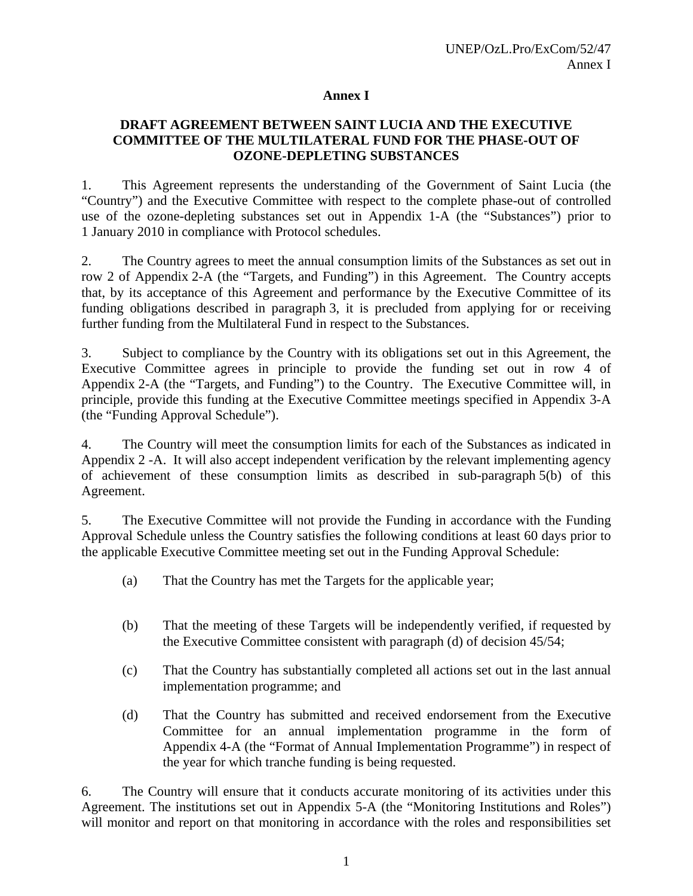# Annex I

## DRAFT AGREEMENT BETWEEN SAINT LUCIA AND THE EXECUTIVE COMMITTEE OF THE MULTILATERAL FUND FOR THE PHASE-OUT OF OZONE-DEPLETING SUBSTANCES

1. This Agreement represents the understanding of the Government of Saint Lucia (the "Country") and the Executive Committee with respect to the complete phase-out of controlled use of the ozone-depleting substances set out in Appendix 1-A (the "Substances") prior to 1 January 2010 in compliance with Protocol schedules.

2. The Country agrees to meet the annual consumption limits of the Substances as set out in row 2 of Appendix 2-A (the "Targets, and Funding") in this Agreement. The Country accepts that, by its acceptance of this Agreement and performance by the Executive Committee of its funding obligations described in paragraph 3, it is precluded from applying for or receiving further funding from the Multilateral Fund in respect to the Substances.

3. Subject to compliance by the Country with its obligations set out in this Agreement, the Executive Committee agrees in principle to provide the funding set out in row 4 of Appendix 2-A (the "Targets, and Funding") to the Country. The Executive Committee will, in principle, provide this funding at the Executive Committee meetings specified in Appendix 3-A (the "Funding Approval Schedule").

4. The Country will meet the consumption limits for each of the Substances as indicated in Appendix 2 -A. It will also accept independent verification by the relevant implementing agency of achievement of these consumption limits as described in sub-paragraph 5(b) of this Agreement.

5. The Executive Committee will not provide the Funding in accordance with the Funding Approval Schedule unless the Country satisfies the following conditions at least 60 days prior to the applicable Executive Committee meeting set out in the Funding Approval Schedule:

(a) That the Country has met the Targets for the applicable year;

(b) That the meeting of these Targets will be independently verified, if requested by the Executive Committee consistent with paragraph (d) of decision 45/54;

(c) That the Country has substantially completed all actions set out in the last annual implementation programme; and

(d) That the Country has submitted and received endorsement from the Executive Committee for an annual implementation programme in the form of Appendix 4-A (the "Format of Annual Implementation Programme") in respect of the year for which tranche funding is being requested.

6. The Country will ensure that it conducts accurate monitoring of its activities under this Agreement. The institutions set out in Appendix 5-A (the "Monitoring Institutions and Roles") will monitor and report on that monitoring in accordance with the roles and responsibilities set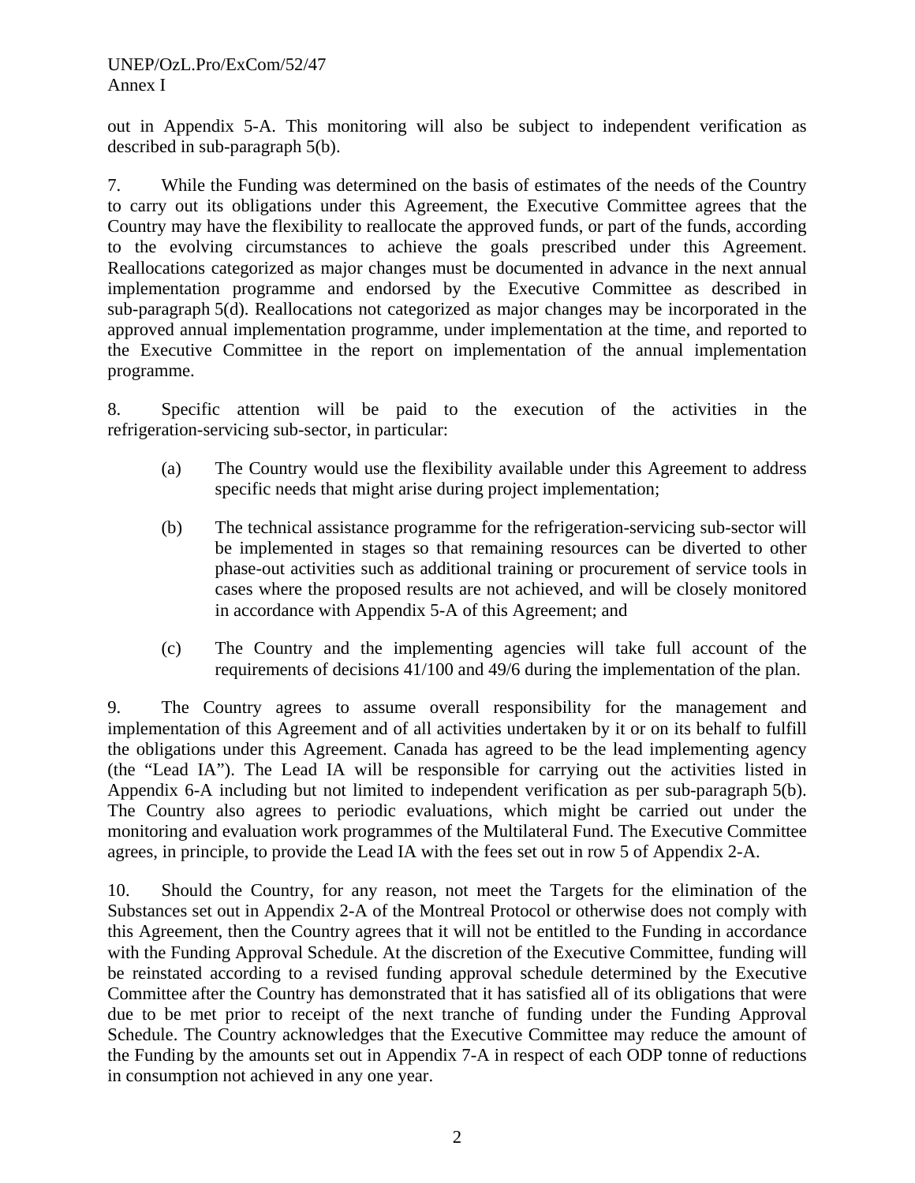out in Appendix 5-A. This monitoring will also be subject to independent verification as described in sub-paragraph 5(b).

7. While the Funding was determined on the basis of estimates of the needs of the Country to carry out its obligations under this Agreement, the Executive Committee agrees that the Country may have the flexibility to reallocate the approved funds, or part of the funds, according to the evolving circumstances to achieve the goals prescribed under this Agreement. Reallocations categorized as major changes must be documented in advance in the next annual implementation programme and endorsed by the Executive Committee as described in sub-paragraph 5(d). Reallocations not categorized as major changes may be incorporated in the approved annual implementation programme, under implementation at the time, and reported to the Executive Committee in the report on implementation of the annual implementation programme.

8. Specific attention will be paid to the execution of the activities in the refrigeration-servicing sub-sector, in particular:

(a) The Country would use the flexibility available under this Agreement to address specific needs that might arise during project implementation;

(b) The technical assistance programme for the refrigeration-servicing sub-sector will be implemented in stages so that remaining resources can be diverted to other phase-out activities such as additional training or procurement of service tools in cases where the proposed results are not achieved, and will be closely monitored in accordance with Appendix 5-A of this Agreement; and

(c) The Country and the implementing agencies will take full account of the requirements of decisions 41/100 and 49/6 during the implementation of the plan.

9. The Country agrees to assume overall responsibility for the management and implementation of this Agreement and of all activities undertaken by it or on its behalf to fulfill the obligations under this Agreement. Canada has agreed to be the lead implementing agency (the "Lead IA"). The Lead IA will be responsible for carrying out the activities listed in Appendix 6-A including but not limited to independent verification as per sub-paragraph 5(b). The Country also agrees to periodic evaluations, which might be carried out under the monitoring and evaluation work programmes of the Multilateral Fund. The Executive Committee agrees, in principle, to provide the Lead IA with the fees set out in row 5 of Appendix 2-A.

10. Should the Country, for any reason, not meet the Targets for the elimination of the Substances set out in Appendix 2-A of the Montreal Protocol or otherwise does not comply with this Agreement, then the Country agrees that it will not be entitled to the Funding in accordance with the Funding Approval Schedule. At the discretion of the Executive Committee, funding will be reinstated according to a revised funding approval schedule determined by the Executive Committee after the Country has demonstrated that it has satisfied all of its obligations that were due to be met prior to receipt of the next tranche of funding under the Funding Approval Schedule. The Country acknowledges that the Executive Committee may reduce the amount of the Funding by the amounts set out in Appendix 7-A in respect of each ODP tonne of reductions in consumption not achieved in any one year.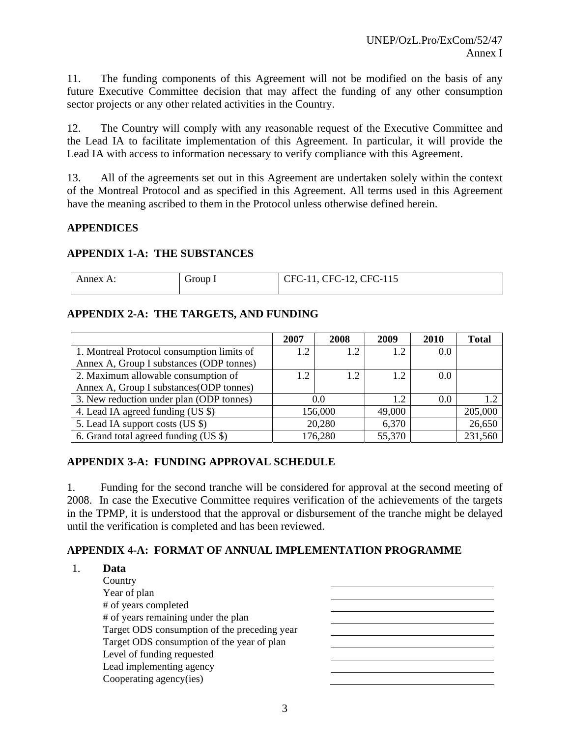11. The funding components of this Agreement will not be modified on the basis of any future Executive Committee decision that may affect the funding of any other consumption sector projects or any other related activities in the Country.

12. The Country will comply with any reasonable request of the Executive Committee and the Lead IA to facilitate implementation of this Agreement. In particular, it will provide the Lead IA with access to information necessary to verify compliance with this Agreement.

13. All of the agreements set out in this Agreement are undertaken solely within the context of the Montreal Protocol and as specified in this Agreement. All terms used in this Agreement have the meaning ascribed to them in the Protocol unless otherwise defined herein.

## APPENDICES

### APPENDIX 1-A: THE SUBSTANCES

| Annex A: | Group I | CFC-11, CFC-12, CFC-115 |
|---|---|---|

### APPENDIX 2-A: THE TARGETS, AND FUNDING

| | 2007 | 2008 | 2009 | 2010 | Total |
|---|---|---|---|---|---|
| 1. Montreal Protocol consumption limits of Annex A, Group I substances (ODP tonnes) | 1.2 | 1.2 | 1.2 | 0.0 | |
| 2. Maximum allowable consumption of Annex A, Group I substances(ODP tonnes) | 1.2 | 1.2 | 1.2 | 0.0 | |
| 3. New reduction under plan (ODP tonnes) | 0.0 | | 1.2 | 0.0 | 1.2 |
| 4. Lead IA agreed funding (US $) | 156,000 | | 49,000 | | 205,000 |
| 5. Lead IA support costs (US $) | 20,280 | | 6,370 | | 26,650 |
| 6. Grand total agreed funding (US $) | 176,280 | | 55,370 | | 231,560 |

### APPENDIX 3-A: FUNDING APPROVAL SCHEDULE

1. Funding for the second tranche will be considered for approval at the second meeting of 2008. In case the Executive Committee requires verification of the achievements of the targets in the TPMP, it is understood that the approval or disbursement of the tranche might be delayed until the verification is completed and has been reviewed.

### APPENDIX 4-A: FORMAT OF ANNUAL IMPLEMENTATION PROGRAMME

1. **Data**

| | |
|---|---|
| Country | |
| Year of plan | |
| # of years completed | |
| # of years remaining under the plan | |
| Target ODS consumption of the preceding year | |
| Target ODS consumption of the year of plan | |
| Level of funding requested | |
| Lead implementing agency | |
| Cooperating agency(ies) | |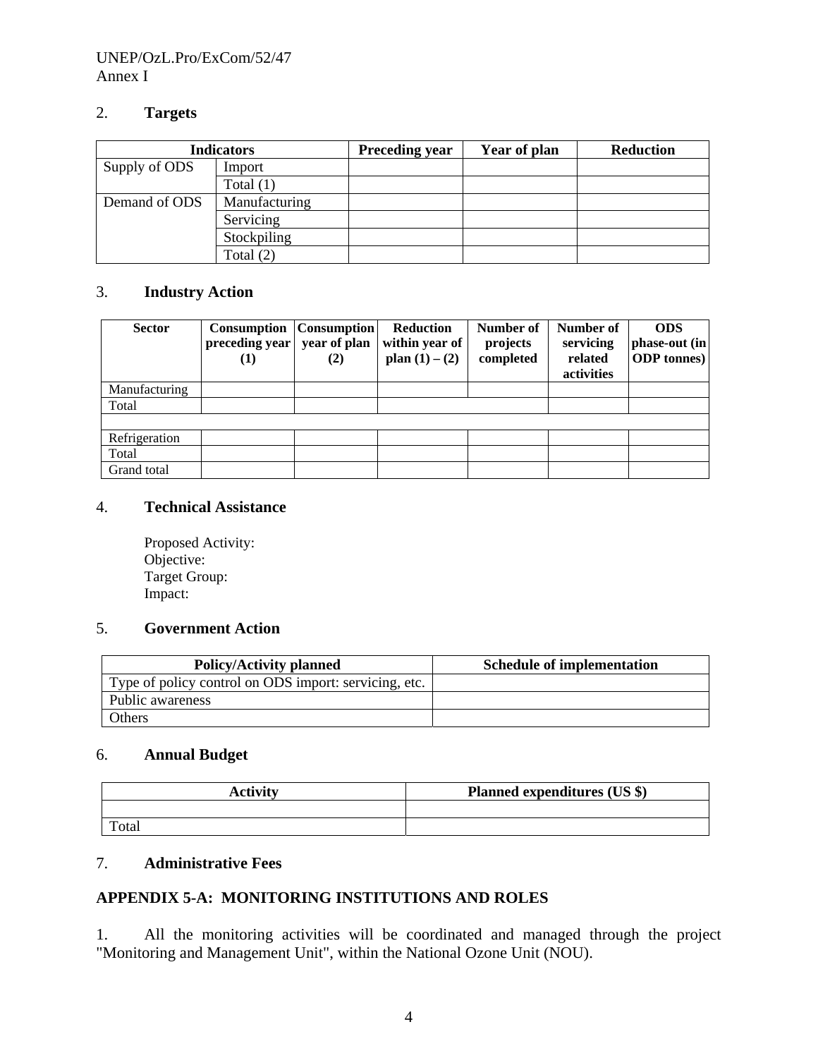## 2. **Targets**

| Indicators | | Preceding year | Year of plan | Reduction |
|---|---|---|---|---|
| Supply of ODS | Import | | | |
| | Total (1) | | | |
| Demand of ODS | Manufacturing | | | |
| | Servicing | | | |
| | Stockpiling | | | |
| | Total (2) | | | |

## 3. **Industry Action**

| Sector | Consumption preceding year (1) | Consumption year of plan (2) | Reduction within year of plan (1) – (2) | Number of projects completed | Number of servicing related activities | ODS phase-out (in ODP tonnes) |
|---|---|---|---|---|---|---|
| Manufacturing | | | | | | |
| Total | | | | | | |
| | | | | | | |
| Refrigeration | | | | | | |
| Total | | | | | | |
| Grand total | | | | | | |

## 4. **Technical Assistance**

Proposed Activity:
Objective:
Target Group:
Impact:

## 5. **Government Action**

| Policy/Activity planned | Schedule of implementation |
|---|---|
| Type of policy control on ODS import: servicing, etc. | |
| Public awareness | |
| Others | |

## 6. **Annual Budget**

| Activity | Planned expenditures (US $) |
|---|---|
| | |
| Total | |

## 7. **Administrative Fees**

## APPENDIX 5-A: MONITORING INSTITUTIONS AND ROLES

1. All the monitoring activities will be coordinated and managed through the project "Monitoring and Management Unit", within the National Ozone Unit (NOU).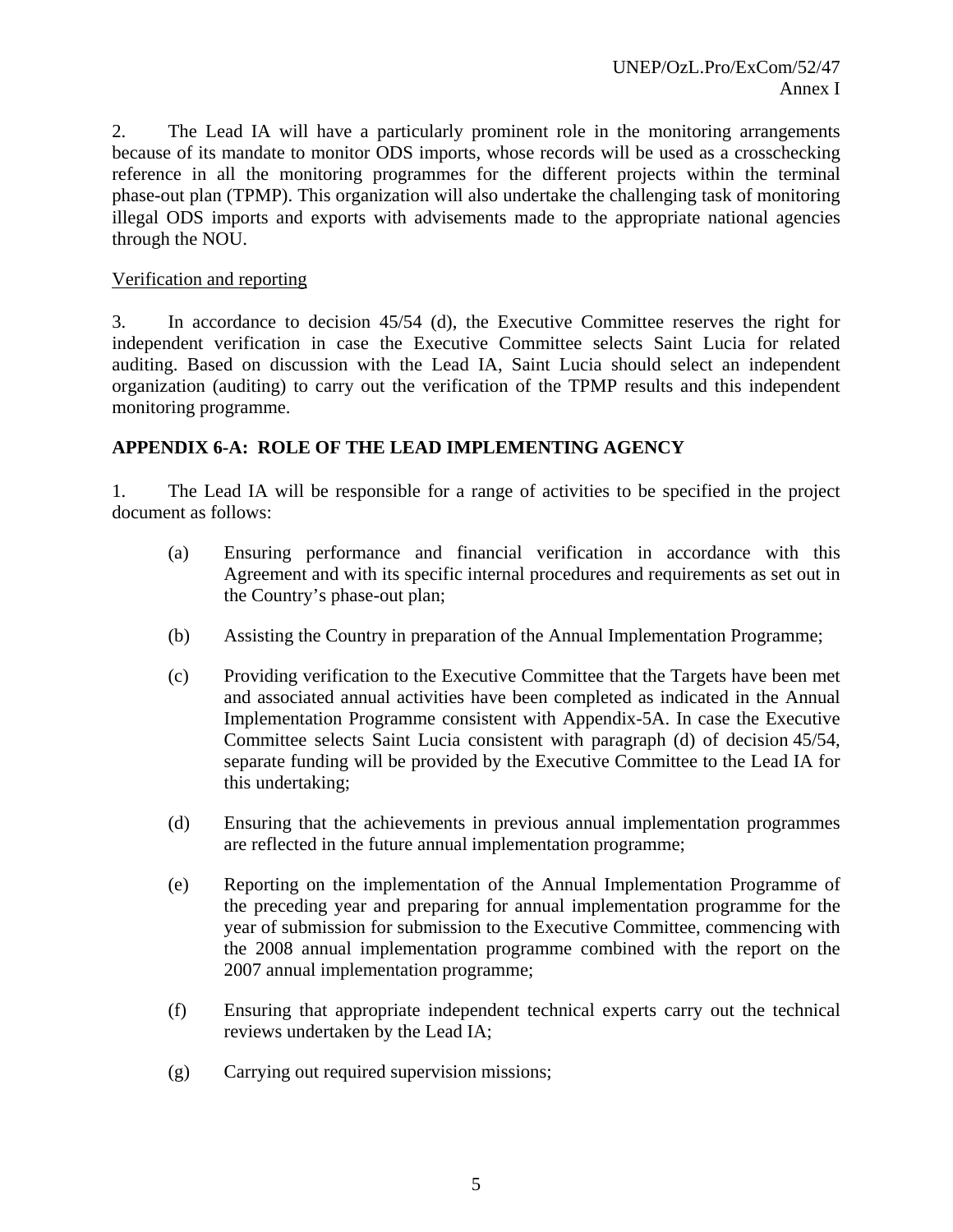2. The Lead IA will have a particularly prominent role in the monitoring arrangements because of its mandate to monitor ODS imports, whose records will be used as a crosschecking reference in all the monitoring programmes for the different projects within the terminal phase-out plan (TPMP). This organization will also undertake the challenging task of monitoring illegal ODS imports and exports with advisements made to the appropriate national agencies through the NOU.

Verification and reporting

3. In accordance to decision 45/54 (d), the Executive Committee reserves the right for independent verification in case the Executive Committee selects Saint Lucia for related auditing. Based on discussion with the Lead IA, Saint Lucia should select an independent organization (auditing) to carry out the verification of the TPMP results and this independent monitoring programme.

**APPENDIX 6-A: ROLE OF THE LEAD IMPLEMENTING AGENCY**

1. The Lead IA will be responsible for a range of activities to be specified in the project document as follows:

(a) Ensuring performance and financial verification in accordance with this Agreement and with its specific internal procedures and requirements as set out in the Country's phase-out plan;

(b) Assisting the Country in preparation of the Annual Implementation Programme;

(c) Providing verification to the Executive Committee that the Targets have been met and associated annual activities have been completed as indicated in the Annual Implementation Programme consistent with Appendix-5A. In case the Executive Committee selects Saint Lucia consistent with paragraph (d) of decision 45/54, separate funding will be provided by the Executive Committee to the Lead IA for this undertaking;

(d) Ensuring that the achievements in previous annual implementation programmes are reflected in the future annual implementation programme;

(e) Reporting on the implementation of the Annual Implementation Programme of the preceding year and preparing for annual implementation programme for the year of submission for submission to the Executive Committee, commencing with the 2008 annual implementation programme combined with the report on the 2007 annual implementation programme;

(f) Ensuring that appropriate independent technical experts carry out the technical reviews undertaken by the Lead IA;

(g) Carrying out required supervision missions;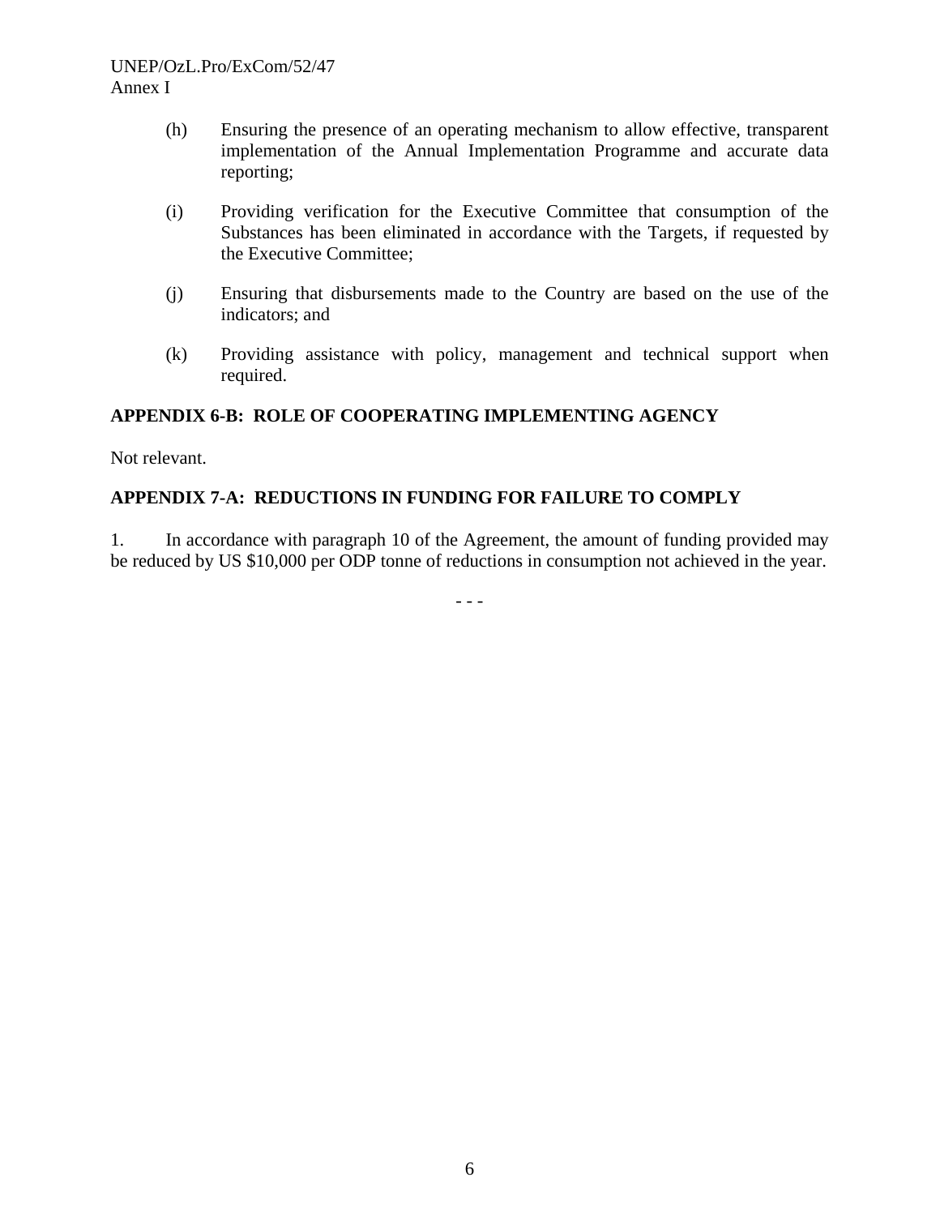(h) Ensuring the presence of an operating mechanism to allow effective, transparent implementation of the Annual Implementation Programme and accurate data reporting;

(i) Providing verification for the Executive Committee that consumption of the Substances has been eliminated in accordance with the Targets, if requested by the Executive Committee;

(j) Ensuring that disbursements made to the Country are based on the use of the indicators; and

(k) Providing assistance with policy, management and technical support when required.

## APPENDIX 6-B: ROLE OF COOPERATING IMPLEMENTING AGENCY

Not relevant.

## APPENDIX 7-A: REDUCTIONS IN FUNDING FOR FAILURE TO COMPLY

1. In accordance with paragraph 10 of the Agreement, the amount of funding provided may be reduced by US $10,000 per ODP tonne of reductions in consumption not achieved in the year.

- - -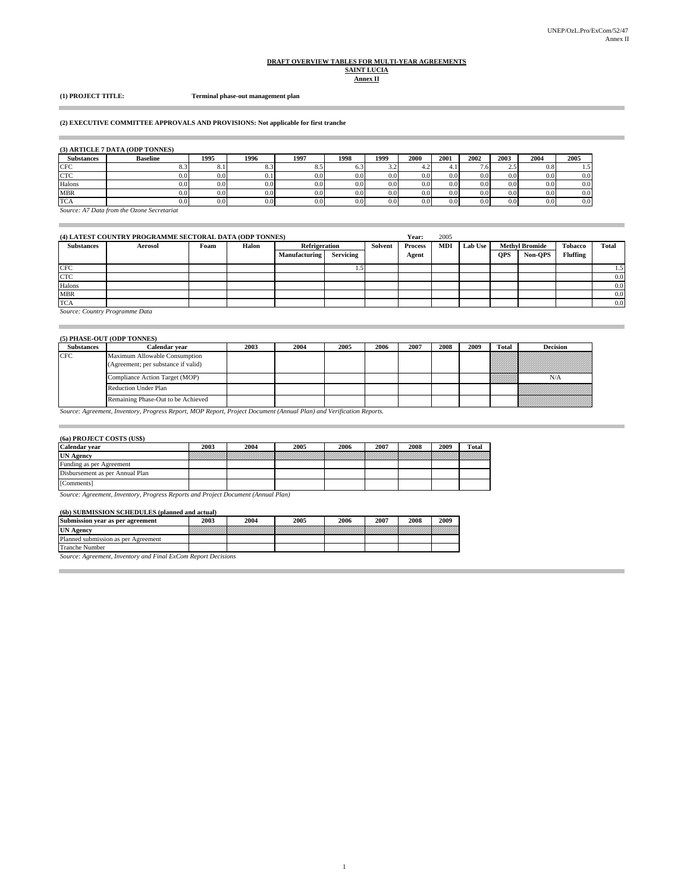**DRAFT OVERVIEW TABLES FOR MULTI-YEAR AGREEMENTS**
**SAINT LUCIA**
**Annex II**

**(1) PROJECT TITLE:** **Terminal phase-out management plan**

**(2) EXECUTIVE COMMITTEE APPROVALS AND PROVISIONS: Not applicable for first tranche**

**(3) ARTICLE 7 DATA (ODP TONNES)**

| Substances | Baseline | 1995 | 1996 | 1997 | 1998 | 1999 | 2000 | 2001 | 2002 | 2003 | 2004 | 2005 |
|---|---|---|---|---|---|---|---|---|---|---|---|---|
| CFC | 8.3 | 8.1 | 8.3 | 8.5 | 6.3 | 3.2 | 4.2 | 4.1 | 7.6 | 2.5 | 0.8 | 1.5 |
| CTC | 0.0 | 0.0 | 0.1 | 0.0 | 0.0 | 0.0 | 0.0 | 0.0 | 0.0 | 0.0 | 0.0 | 0.0 |
| Halons | 0.0 | 0.0 | 0.0 | 0.0 | 0.0 | 0.0 | 0.0 | 0.0 | 0.0 | 0.0 | 0.0 | 0.0 |
| MBR | 0.0 | 0.0 | 0.0 | 0.0 | 0.0 | 0.0 | 0.0 | 0.0 | 0.0 | 0.0 | 0.0 | 0.0 |
| TCA | 0.0 | 0.0 | 0.0 | 0.0 | 0.0 | 0.0 | 0.0 | 0.0 | 0.0 | 0.0 | 0.0 | 0.0 |

*Source: A7 Data from the Ozone Secretariat*

**(4) LATEST COUNTRY PROGRAMME SECTORAL DATA (ODP TONNES)** Year: 2005

| Substances | Aerosol | Foam | Halon | Refrigeration | | Solvent | Process | MDI | Lab Use | Methyl Bromide | | Tobacco | Total |
|---|---|---|---|---|---|---|---|---|---|---|---|---|---|
| | | | | Manufacturing | Servicing | | Agent | | | QPS | Non-QPS | Fluffing | |
| CFC | | | | | 1.5 | | | | | | | | 1.5 |
| CTC | | | | | | | | | | | | | 0.0 |
| Halons | | | | | | | | | | | | | 0.0 |
| MBR | | | | | | | | | | | | | 0.0 |
| TCA | | | | | | | | | | | | | 0.0 |

*Source: Country Programme Data*

**(5) PHASE-OUT (ODP TONNES)**

| Substances | Calendar year | 2003 | 2004 | 2005 | 2006 | 2007 | 2008 | 2009 | Total | Decision |
|---|---|---|---|---|---|---|---|---|---|---|
| CFC | Maximum Allowable Consumption (Agreement; per substance if valid) | | | | | | | | | |
| | Compliance Action Target (MOP) | | | | | | | | | N/A |
| | Reduction Under Plan | | | | | | | | | |
| | Remaining Phase-Out to be Achieved | | | | | | | | | |

*Source: Agreement, Inventory, Progress Report, MOP Report, Project Document (Annual Plan) and Verification Reports.*

**(6a) PROJECT COSTS (US$)**

| Calendar year | 2003 | 2004 | 2005 | 2006 | 2007 | 2008 | 2009 | Total |
|---|---|---|---|---|---|---|---|---|
| UN Agency | | | | | | | | |
| Funding as per Agreement | | | | | | | | |
| Disbursement as per Annual Plan | | | | | | | | |
| [Comments] | | | | | | | | |

*Source: Agreement, Inventory, Progress Reports and Project Document (Annual Plan)*

**(6b) SUBMISSION SCHEDULES (planned and actual)**

| Submission year as per agreement | 2003 | 2004 | 2005 | 2006 | 2007 | 2008 | 2009 |
|---|---|---|---|---|---|---|---|
| UN Agency | | | | | | | |
| Planned submission as per Agreement | | | | | | | |
| Tranche Number | | | | | | | |

*Source: Agreement, Inventory and Final ExCom Report Decisions*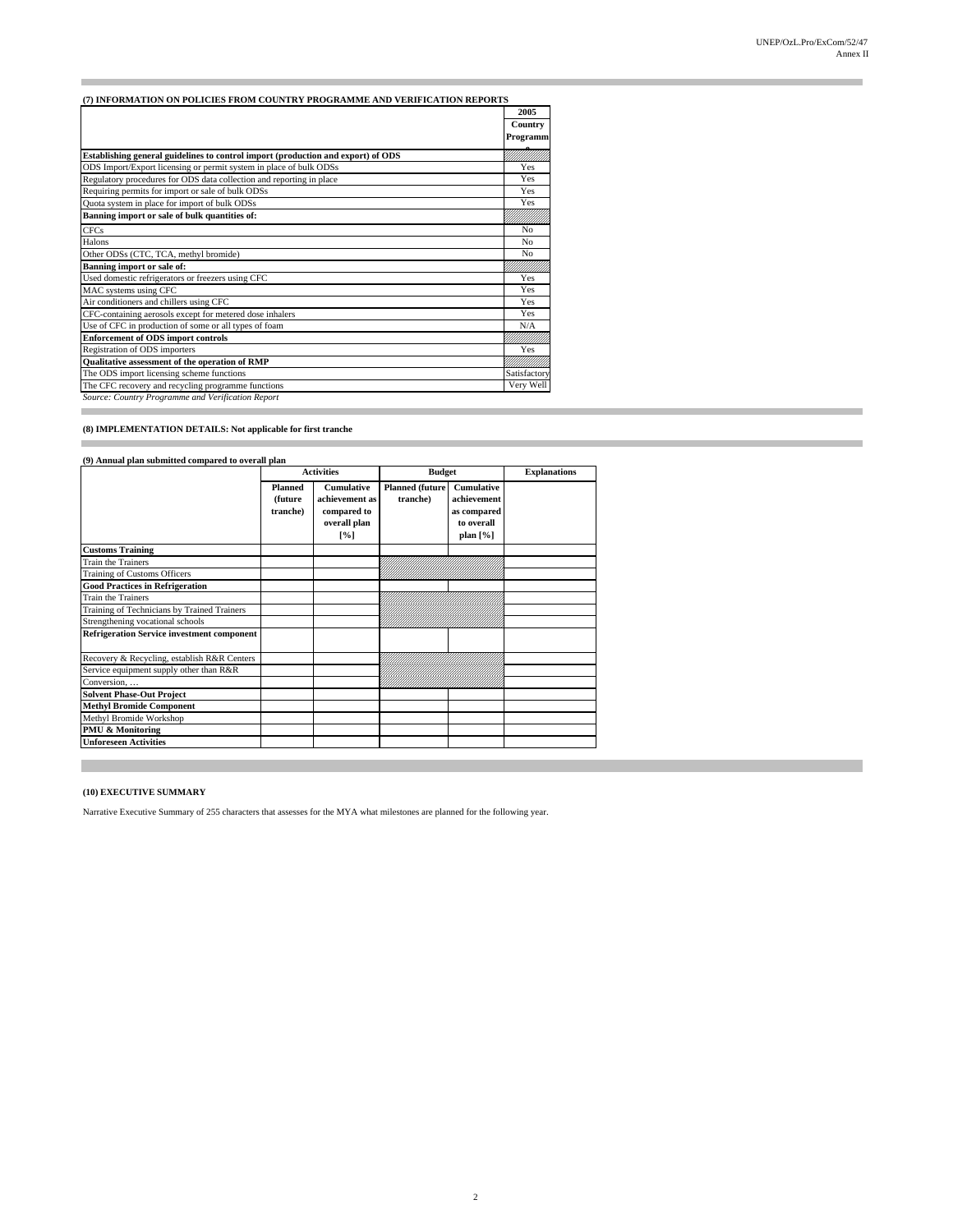**(7) INFORMATION ON POLICIES FROM COUNTRY PROGRAMME AND VERIFICATION REPORTS**

| | 2005 Country Programme |
|---|---|
| **Establishing general guidelines to control import (production and export) of ODS** | |
| ODS Import/Export licensing or permit system in place of bulk ODSs | Yes |
| Regulatory procedures for ODS data collection and reporting in place | Yes |
| Requiring permits for import or sale of bulk ODSs | Yes |
| Quota system in place for import of bulk ODSs | Yes |
| **Banning import or sale of bulk quantities of:** | |
| CFCs | No |
| Halons | No |
| Other ODSs (CTC, TCA, methyl bromide) | No |
| **Banning import or sale of:** | |
| Used domestic refrigerators or freezers using CFC | Yes |
| MAC systems using CFC | Yes |
| Air conditioners and chillers using CFC | Yes |
| CFC-containing aerosols except for metered dose inhalers | Yes |
| Use of CFC in production of some or all types of foam | N/A |
| **Enforcement of ODS import controls** | |
| Registration of ODS importers | Yes |
| **Qualitative assessment of the operation of RMP** | |
| The ODS import licensing scheme functions | Satisfactory |
| The CFC recovery and recycling programme functions | Very Well |

*Source: Country Programme and Verification Report*

**(8) IMPLEMENTATION DETAILS: Not applicable for first tranche**

**(9) Annual plan submitted compared to overall plan**

| | Activities | | Budget | | Explanations |
|---|---|---|---|---|---|
| | Planned (future tranche) | Cumulative achievement as compared to overall plan [%] | Planned (future tranche) | Cumulative achievement as compared to overall plan [%] | |
| **Customs Training** | | | | | |
| Train the Trainers | | | | | |
| Training of Customs Officers | | | | | |
| **Good Practices in Refrigeration** | | | | | |
| Train the Trainers | | | | | |
| Training of Technicians by Trained Trainers | | | | | |
| Strengthening vocational schools | | | | | |
| **Refrigeration Service investment component** | | | | | |
| Recovery & Recycling, establish R&R Centers | | | | | |
| Service equipment supply other than R&R | | | | | |
| Conversion, … | | | | | |
| **Solvent Phase-Out Project** | | | | | |
| **Methyl Bromide Component** | | | | | |
| Methyl Bromide Workshop | | | | | |
| **PMU & Monitoring** | | | | | |
| **Unforeseen Activities** | | | | | |

**(10) EXECUTIVE SUMMARY**

Narrative Executive Summary of 255 characters that assesses for the MYA what milestones are planned for the following year.